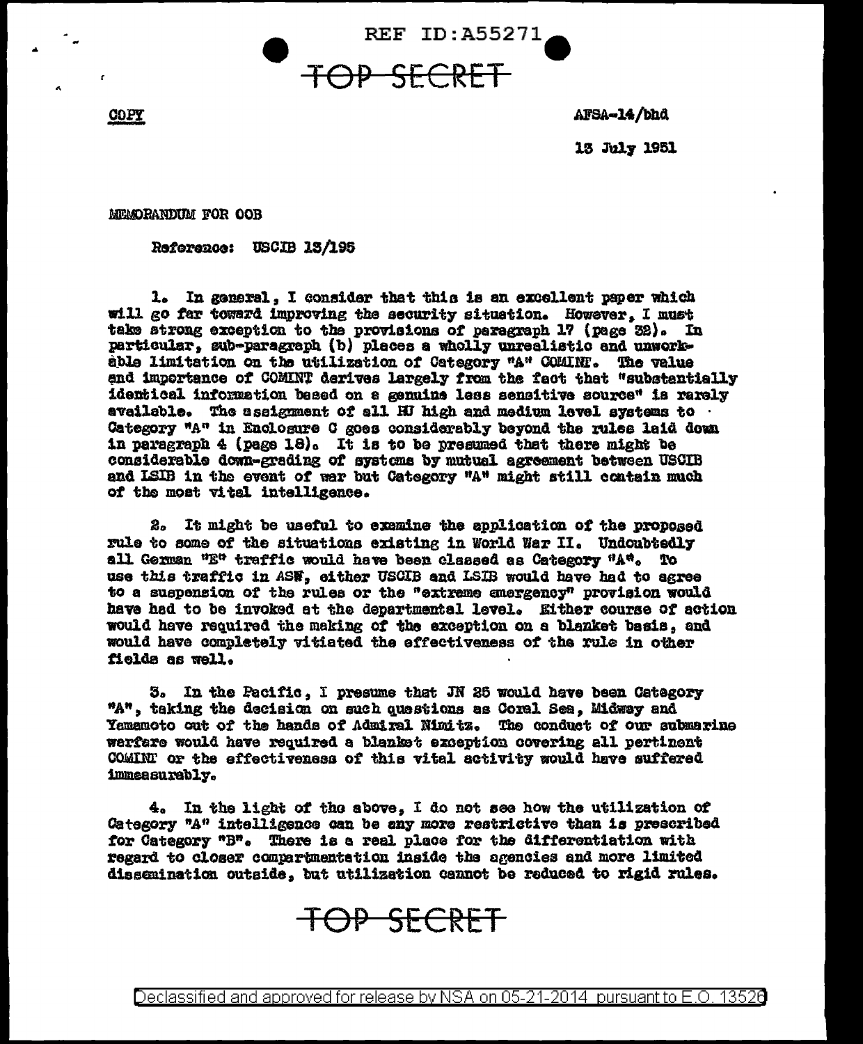REF ID:A55271

TOP SECRET

COPY

AFSA-14/bhd

13 July 1951

MEMORANDUM FOR OOB

Reference: USCIB 13/195

1. In general, I consider that this is an excellent paper which will go far toward improving the security situation. However, I must take strong exception to the provisions of paragraph 17 (page 32). In particular, sub-paragraph (b) places a wholly unrealistic and unworkable limitation on the utilization of Category "A" COMINT. The value and importance of COMINT derives largely from the fact that "substantially identical information based on a genuine less sensitive source" is rarely available. The assignment of all HJ high and medium level systems to Category "A" in Enclosure C goes considerably beyond the rules laid down in paragraph 4 (page 18). It is to be presumed that there might be considerable down-grading of systems by mutual agreement between USCIB and LSIB in the event of war but Category "A" might still contain much of the most vital intelligence.

2. It might be useful to examine the application of the proposed rule to some of the situations existing in World War II. Undoubtedly all German "E" traffic would have been classed as Category "A". To use this traffic in ASW, either USCIB and LSIB would have had to agree to a suspension of the rules or the "extreme emergency" provision would have had to be invoked at the departmental level. Either course of action would have required the making of the exception on a blanket basis, and would have completely vitiated the effectiveness of the rule in other fields as well.

3. In the Pacific, I presume that JN 25 would have been Category "A", taking the decision on such questions as Coral Sea, Midway and Yamamoto out of the hands of Admiral Nimitz. The conduct of our submarine warfare would have required a blanket exception covering all pertinent COMINT or the effectiveness of this vital activity would have suffered immeasurably.

4. In the light of the above, I do not see how the utilization of Category "A" intelligence can be any more restrictive than is prescribed for Category "B". There is a real place for the differentiation with regard to closer compartmentation inside the agencies and more limited dissemination outside, but utilization cannot be reduced to rigid rules.

TOP SECRET

Declassified and approved for release by NSA on 05-21-2014 pursuant to E.O. 13526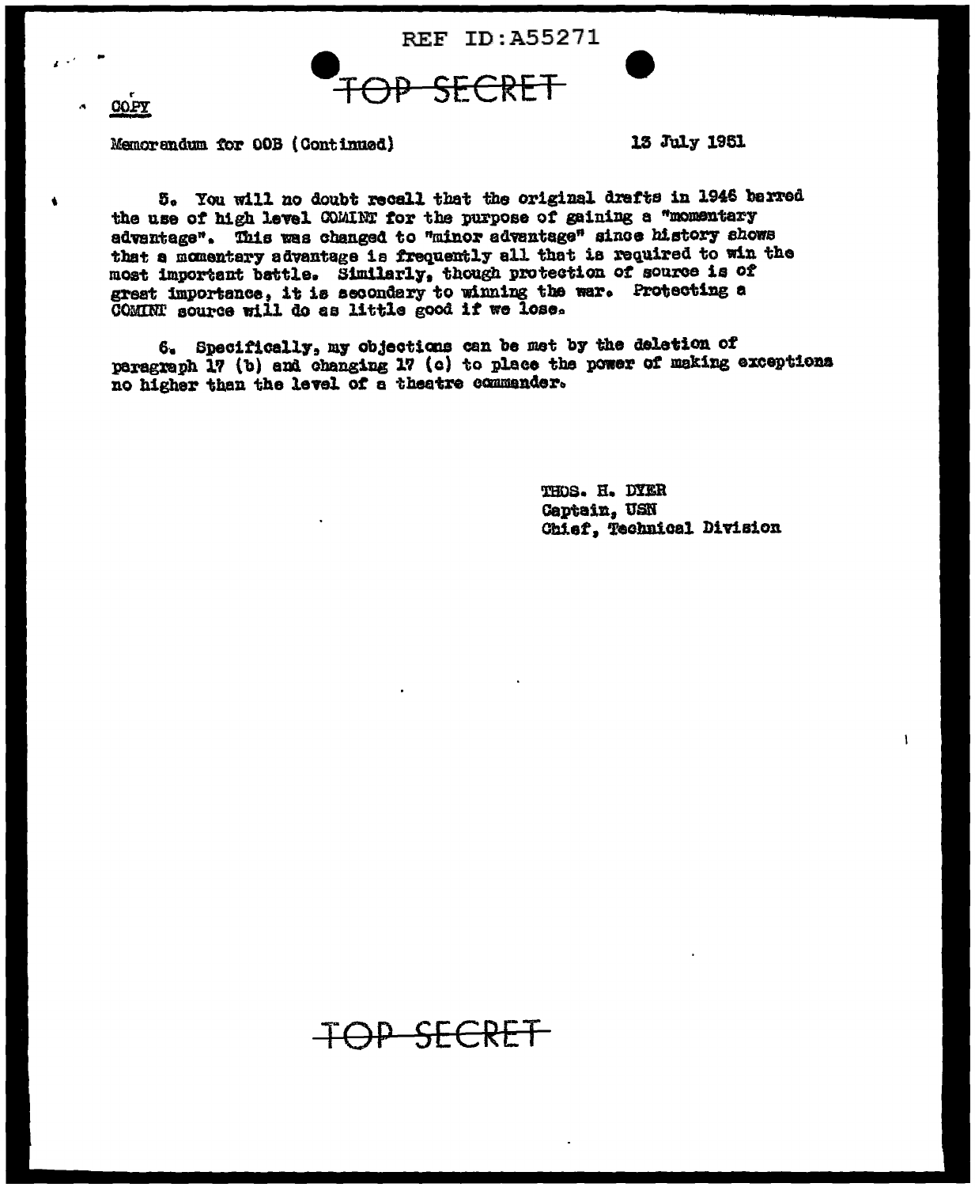REF ID:A55271

~~TOP SECRET~~

COPY

Memorandum for OOB (Continued) 13 July 1951

5. You will no doubt recall that the original drafts in 1946 barred the use of high level COMINT for the purpose of gaining a "momentary advantage". This was changed to "minor advantage" since history shows that a momentary advantage is frequently all that is required to win the most important battle. Similarly, though protection of source is of great importance, it is secondary to winning the war. Protecting a COMINT source will do as little good if we lose.

6. Specifically, my objections can be met by the deletion of paragraph 17 (b) and changing 17 (c) to place the power of making exceptions no higher than the level of a theatre commander.

THOS. H. DYER
Captain, USN
Chief, Technical Division

~~TOP SECRET~~